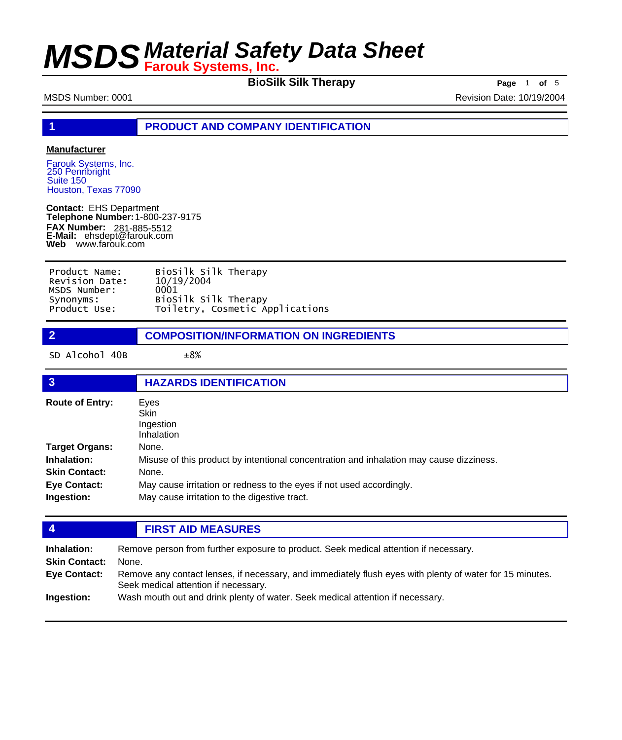# MSDS Material Safety Data Sheet

**Farouk Systems, Inc.**

**BioSilk Silk Therapy**

MSDS Number: 0001

Revision Date: 10/19/2004

## 1 PRODUCT AND COMPANY IDENTIFICATION

**Manufacturer**

Farouk Systems, Inc.
250 Pennbright
Suite 150
Houston, Texas 77090

**Contact:** EHS Department
**Telephone Number:** 1-800-237-9175
**FAX Number:** 281-885-5512
**E-Mail:** ehsdept@farouk.com
**Web** www.farouk.com

| | |
|---|---|
| Product Name: | BioSilk Silk Therapy |
| Revision Date: | 10/19/2004 |
| MSDS Number: | 0001 |
| Synonyms: | BioSilk Silk Therapy |
| Product Use: | Toiletry, Cosmetic Applications |

## 2 COMPOSITION/INFORMATION ON INGREDIENTS

| | |
|---|---|
| SD Alcohol 40B | ±8% |

## 3 HAZARDS IDENTIFICATION

**Route of Entry:** Eyes
Skin
Ingestion
Inhalation

**Target Organs:** None.

**Inhalation:** Misuse of this product by intentional concentration and inhalation may cause dizziness.

**Skin Contact:** None.

**Eye Contact:** May cause irritation or redness to the eyes if not used accordingly.

**Ingestion:** May cause irritation to the digestive tract.

## 4 FIRST AID MEASURES

**Inhalation:** Remove person from further exposure to product. Seek medical attention if necessary.

**Skin Contact:** None.

**Eye Contact:** Remove any contact lenses, if necessary, and immediately flush eyes with plenty of water for 15 minutes. Seek medical attention if necessary.

**Ingestion:** Wash mouth out and drink plenty of water. Seek medical attention if necessary.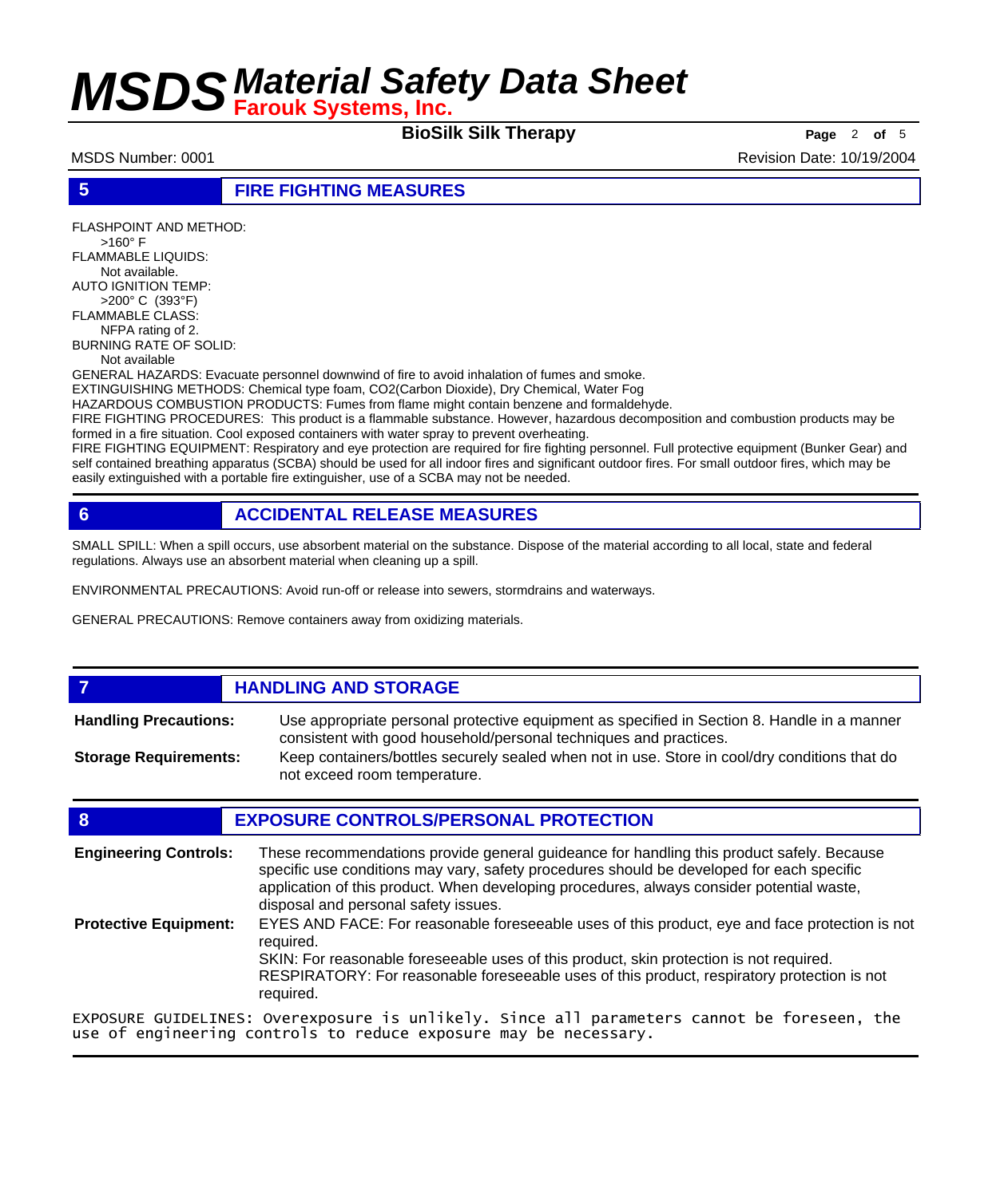## 5 FIRE FIGHTING MEASURES

FLASHPOINT AND METHOD:
  >160° F
FLAMMABLE LIQUIDS:
  Not available.
AUTO IGNITION TEMP:
  >200° C (393°F)
FLAMMABLE CLASS:
  NFPA rating of 2.
BURNING RATE OF SOLID:
  Not available

GENERAL HAZARDS: Evacuate personnel downwind of fire to avoid inhalation of fumes and smoke.
EXTINGUISHING METHODS: Chemical type foam, $CO_2$(Carbon Dioxide), Dry Chemical, Water Fog
HAZARDOUS COMBUSTION PRODUCTS: Fumes from flame might contain benzene and formaldehyde.
FIRE FIGHTING PROCEDURES: This product is a flammable substance. However, hazardous decomposition and combustion products may be formed in a fire situation. Cool exposed containers with water spray to prevent overheating.
FIRE FIGHTING EQUIPMENT: Respiratory and eye protection are required for fire fighting personnel. Full protective equipment (Bunker Gear) and self contained breathing apparatus (SCBA) should be used for all indoor fires and significant outdoor fires. For small outdoor fires, which may be easily extinguished with a portable fire extinguisher, use of a SCBA may not be needed.

## 6 ACCIDENTAL RELEASE MEASURES

SMALL SPILL: When a spill occurs, use absorbent material on the substance. Dispose of the material according to all local, state and federal regulations. Always use an absorbent material when cleaning up a spill.

ENVIRONMENTAL PRECAUTIONS: Avoid run-off or release into sewers, stormdrains and waterways.

GENERAL PRECAUTIONS: Remove containers away from oxidizing materials.

## 7 HANDLING AND STORAGE

**Handling Precautions:** Use appropriate personal protective equipment as specified in Section 8. Handle in a manner consistent with good household/personal techniques and practices.

**Storage Requirements:** Keep containers/bottles securely sealed when not in use. Store in cool/dry conditions that do not exceed room temperature.

## 8 EXPOSURE CONTROLS/PERSONAL PROTECTION

**Engineering Controls:** These recommendations provide general guideance for handling this product safely. Because specific use conditions may vary, safety procedures should be developed for each specific application of this product. When developing procedures, always consider potential waste, disposal and personal safety issues.

**Protective Equipment:** EYES AND FACE: For reasonable foreseeable uses of this product, eye and face protection is not required.
SKIN: For reasonable foreseeable uses of this product, skin protection is not required.
RESPIRATORY: For reasonable foreseeable uses of this product, respiratory protection is not required.

EXPOSURE GUIDELINES: Overexposure is unlikely. Since all parameters cannot be foreseen, the use of engineering controls to reduce exposure may be necessary.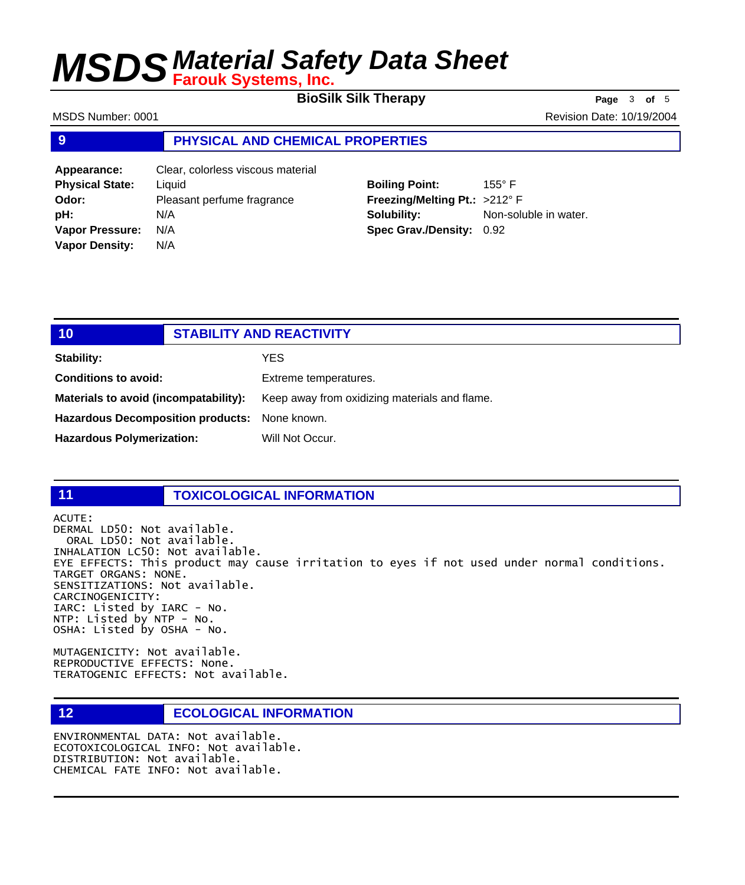## 9 PHYSICAL AND CHEMICAL PROPERTIES

| | | | |
|---|---|---|---|
| **Appearance:** | Clear, colorless viscous material | | |
| **Physical State:** | Liquid | **Boiling Point:** | 155° F |
| **Odor:** | Pleasant perfume fragrance | **Freezing/Melting Pt.:** | >212° F |
| **pH:** | N/A | **Solubility:** | Non-soluble in water. |
| **Vapor Pressure:** | N/A | **Spec Grav./Density:** | 0.92 |
| **Vapor Density:** | N/A | | |

## 10 STABILITY AND REACTIVITY

| | |
|---|---|
| **Stability:** | YES |
| **Conditions to avoid:** | Extreme temperatures. |
| **Materials to avoid (incompatability):** | Keep away from oxidizing materials and flame. |
| **Hazardous Decomposition products:** | None known. |
| **Hazardous Polymerization:** | Will Not Occur. |

## 11 TOXICOLOGICAL INFORMATION

```
ACUTE:
DERMAL LD50: Not available.
  ORAL LD50: Not available.
INHALATION LC50: Not available.
EYE EFFECTS: This product may cause irritation to eyes if not used under normal conditions.
TARGET ORGANS: NONE.
SENSITIZATIONS: Not available.
CARCINOGENICITY:
IARC: Listed by IARC - No.
NTP: Listed by NTP - No.
OSHA: Listed by OSHA - No.

MUTAGENICITY: Not available.
REPRODUCTIVE EFFECTS: None.
TERATOGENIC EFFECTS: Not available.
```

## 12 ECOLOGICAL INFORMATION

```
ENVIRONMENTAL DATA: Not available.
ECOTOXICOLOGICAL INFO: Not available.
DISTRIBUTION: Not available.
CHEMICAL FATE INFO: Not available.
```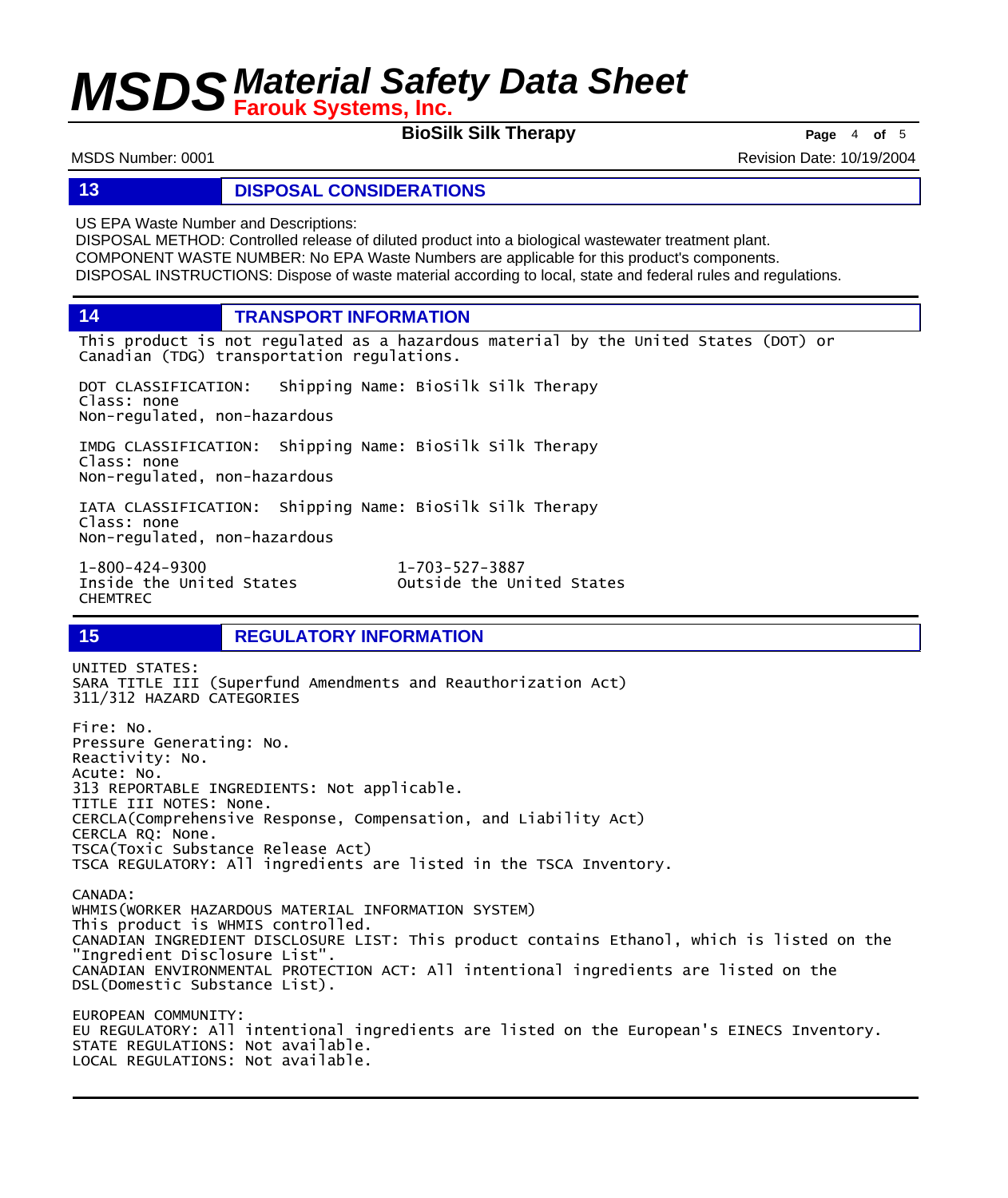## 13 DISPOSAL CONSIDERATIONS

US EPA Waste Number and Descriptions:
DISPOSAL METHOD: Controlled release of diluted product into a biological wastewater treatment plant.
COMPONENT WASTE NUMBER: No EPA Waste Numbers are applicable for this product's components.
DISPOSAL INSTRUCTIONS: Dispose of waste material according to local, state and federal rules and regulations.

## 14 TRANSPORT INFORMATION

This product is not regulated as a hazardous material by the United States (DOT) or Canadian (TDG) transportation regulations.

DOT CLASSIFICATION: Shipping Name: BioSilk Silk Therapy
Class: none
Non-regulated, non-hazardous

IMDG CLASSIFICATION: Shipping Name: BioSilk Silk Therapy
Class: none
Non-regulated, non-hazardous

IATA CLASSIFICATION: Shipping Name: BioSilk Silk Therapy
Class: none
Non-regulated, non-hazardous

1-800-424-9300
Inside the United States
CHEMTREC

1-703-527-3887
Outside the United States

## 15 REGULATORY INFORMATION

UNITED STATES:
SARA TITLE III (Superfund Amendments and Reauthorization Act)
311/312 HAZARD CATEGORIES

Fire: No.
Pressure Generating: No.
Reactivity: No.
Acute: No.
313 REPORTABLE INGREDIENTS: Not applicable.
TITLE III NOTES: None.
CERCLA(Comprehensive Response, Compensation, and Liability Act)
CERCLA RQ: None.
TSCA(Toxic Substance Release Act)
TSCA REGULATORY: All ingredients are listed in the TSCA Inventory.

CANADA:
WHMIS(WORKER HAZARDOUS MATERIAL INFORMATION SYSTEM)
This product is WHMIS controlled.
CANADIAN INGREDIENT DISCLOSURE LIST: This product contains Ethanol, which is listed on the "Ingredient Disclosure List".
CANADIAN ENVIRONMENTAL PROTECTION ACT: All intentional ingredients are listed on the DSL(Domestic Substance List).

EUROPEAN COMMUNITY:
EU REGULATORY: All intentional ingredients are listed on the European's EINECS Inventory.
STATE REGULATIONS: Not available.
LOCAL REGULATIONS: Not available.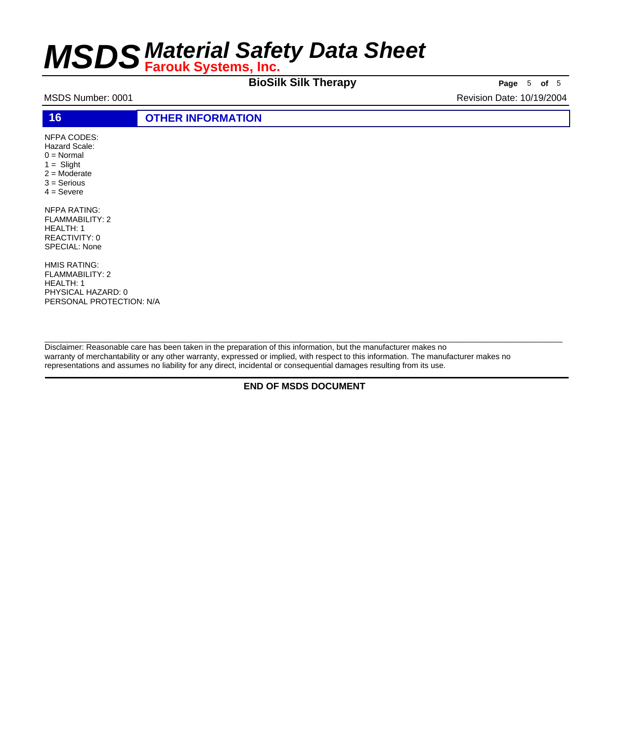## 16 OTHER INFORMATION

NFPA CODES:
Hazard Scale:
0 = Normal
1 = Slight
2 = Moderate
3 = Serious
4 = Severe

NFPA RATING:
FLAMMABILITY: 2
HEALTH: 1
REACTIVITY: 0
SPECIAL: None

HMIS RATING:
FLAMMABILITY: 2
HEALTH: 1
PHYSICAL HAZARD: 0
PERSONAL PROTECTION: N/A

---

Disclaimer: Reasonable care has been taken in the preparation of this information, but the manufacturer makes no warranty of merchantability or any other warranty, expressed or implied, with respect to this information. The manufacturer makes no representations and assumes no liability for any direct, incidental or consequential damages resulting from its use.

---

**END OF MSDS DOCUMENT**